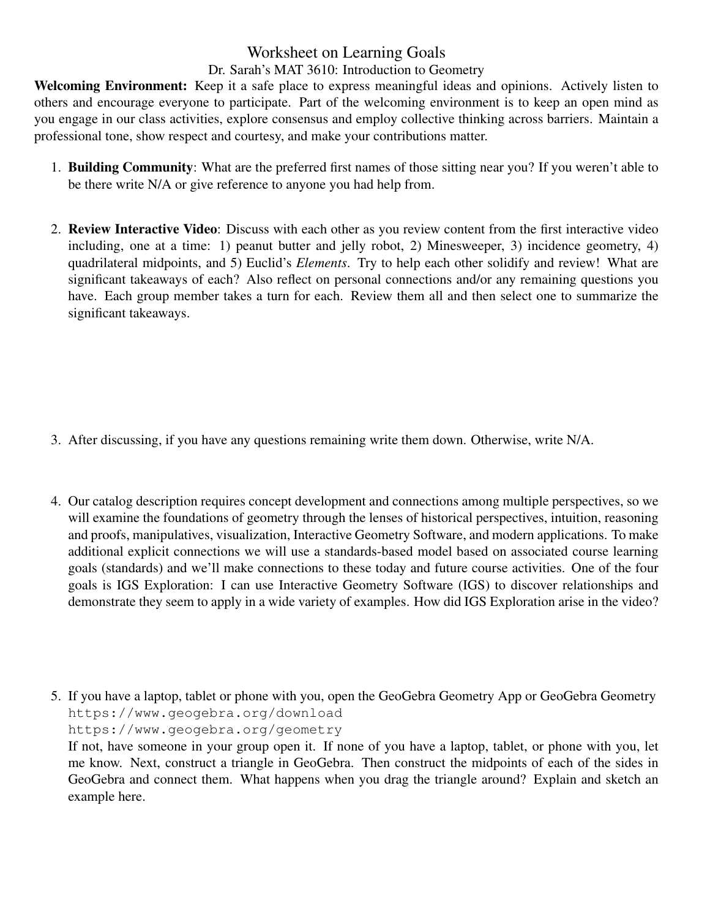# Worksheet on Learning Goals

## Dr. Sarah's MAT 3610: Introduction to Geometry

**Welcoming Environment:** Keep it a safe place to express meaningful ideas and opinions. Actively listen to others and encourage everyone to participate. Part of the welcoming environment is to keep an open mind as you engage in our class activities, explore consensus and employ collective thinking across barriers. Maintain a professional tone, show respect and courtesy, and make your contributions matter.

1. **Building Community**: What are the preferred first names of those sitting near you? If you weren't able to be there write N/A or give reference to anyone you had help from.

2. **Review Interactive Video**: Discuss with each other as you review content from the first interactive video including, one at a time: 1) peanut butter and jelly robot, 2) Minesweeper, 3) incidence geometry, 4) quadrilateral midpoints, and 5) Euclid's *Elements*. Try to help each other solidify and review! What are significant takeaways of each? Also reflect on personal connections and/or any remaining questions you have. Each group member takes a turn for each. Review them all and then select one to summarize the significant takeaways.

3. After discussing, if you have any questions remaining write them down. Otherwise, write N/A.

4. Our catalog description requires concept development and connections among multiple perspectives, so we will examine the foundations of geometry through the lenses of historical perspectives, intuition, reasoning and proofs, manipulatives, visualization, Interactive Geometry Software, and modern applications. To make additional explicit connections we will use a standards-based model based on associated course learning goals (standards) and we'll make connections to these today and future course activities. One of the four goals is IGS Exploration: I can use Interactive Geometry Software (IGS) to discover relationships and demonstrate they seem to apply in a wide variety of examples. How did IGS Exploration arise in the video?

5. If you have a laptop, tablet or phone with you, open the GeoGebra Geometry App or GeoGebra Geometry
   `https://www.geogebra.org/download`
   `https://www.geogebra.org/geometry`
   If not, have someone in your group open it. If none of you have a laptop, tablet, or phone with you, let me know. Next, construct a triangle in GeoGebra. Then construct the midpoints of each of the sides in GeoGebra and connect them. What happens when you drag the triangle around? Explain and sketch an example here.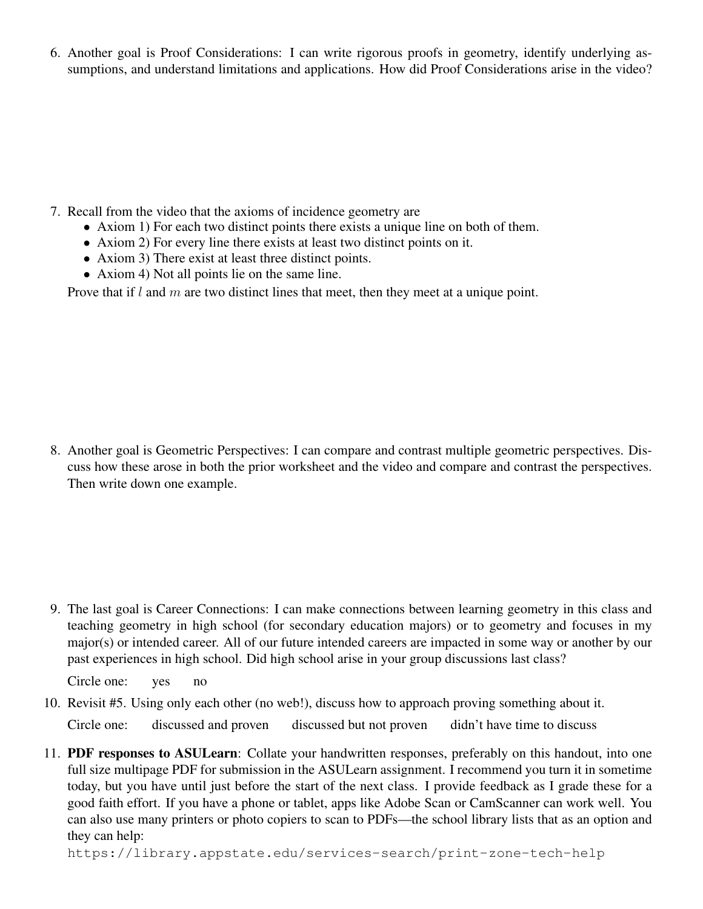6. Another goal is Proof Considerations: I can write rigorous proofs in geometry, identify underlying assumptions, and understand limitations and applications. How did Proof Considerations arise in the video?

7. Recall from the video that the axioms of incidence geometry are
   - Axiom 1) For each two distinct points there exists a unique line on both of them.
   - Axiom 2) For every line there exists at least two distinct points on it.
   - Axiom 3) There exist at least three distinct points.
   - Axiom 4) Not all points lie on the same line.

   Prove that if $l$ and $m$ are two distinct lines that meet, then they meet at a unique point.

8. Another goal is Geometric Perspectives: I can compare and contrast multiple geometric perspectives. Discuss how these arose in both the prior worksheet and the video and compare and contrast the perspectives. Then write down one example.

9. The last goal is Career Connections: I can make connections between learning geometry in this class and teaching geometry in high school (for secondary education majors) or to geometry and focuses in my major(s) or intended career. All of our future intended careers are impacted in some way or another by our past experiences in high school. Did high school arise in your group discussions last class?

   Circle one: yes no

10. Revisit #5. Using only each other (no web!), discuss how to approach proving something about it.

    Circle one: discussed and proven discussed but not proven didn't have time to discuss

11. **PDF responses to ASULearn**: Collate your handwritten responses, preferably on this handout, into one full size multipage PDF for submission in the ASULearn assignment. I recommend you turn it in sometime today, but you have until just before the start of the next class. I provide feedback as I grade these for a good faith effort. If you have a phone or tablet, apps like Adobe Scan or CamScanner can work well. You can also use many printers or photo copiers to scan to PDFs—the school library lists that as an option and they can help:
    `https://library.appstate.edu/services-search/print-zone-tech-help`